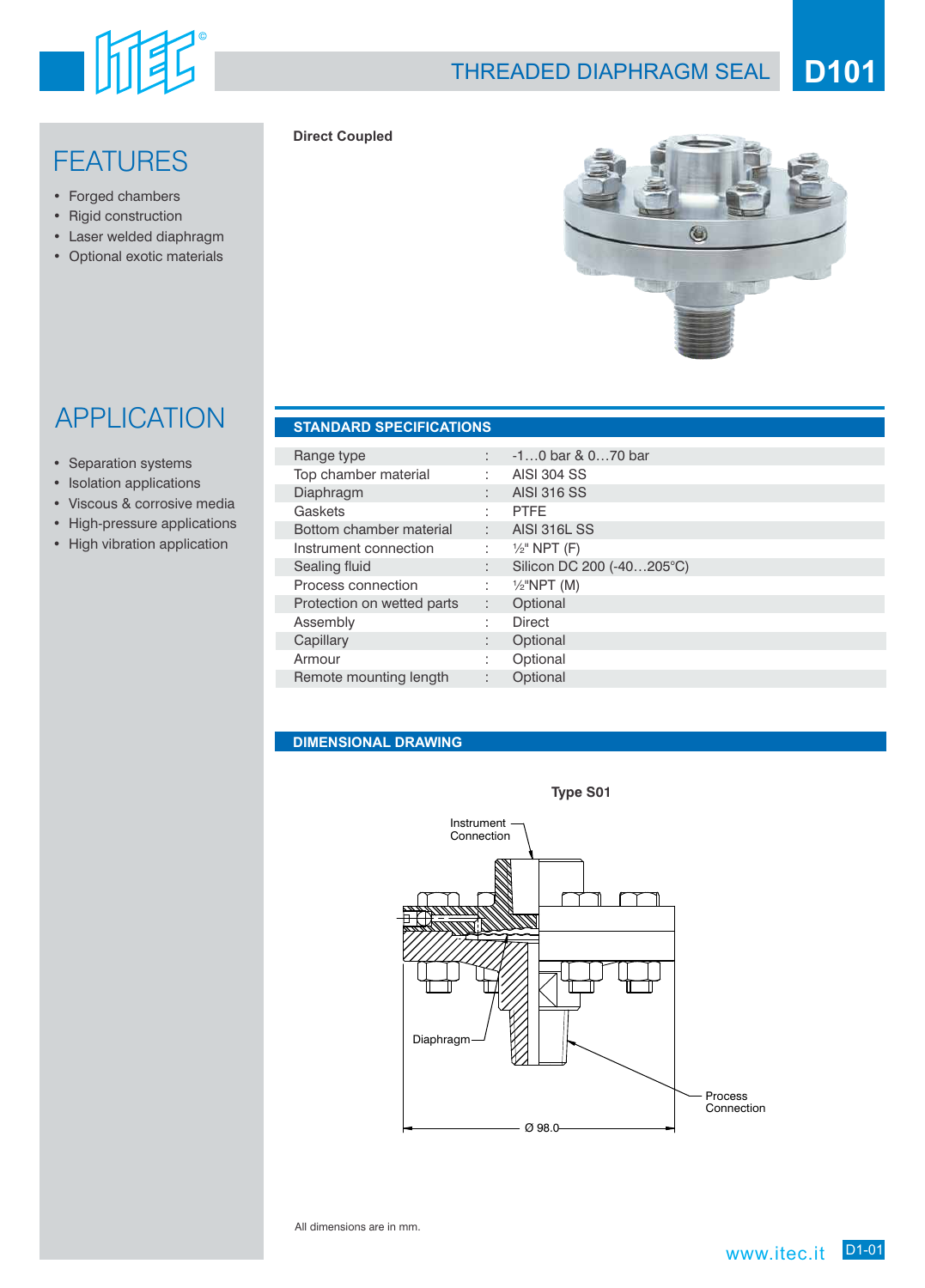# THREADED DIAPHRAGM SEAL D101

## FEATURES

- Forged chambers
- Rigid construction
- Laser welded diaphragm
- Optional exotic materials

**Direct Coupled**

## APPLICATION

- Separation systems
- Isolation applications
- Viscous & corrosive media
- High-pressure applications
- High vibration application

## STANDARD SPECIFICATIONS

| | | |
|---|---|---|
| Range type | : | -1…0 bar & 0…70 bar |
| Top chamber material | : | AISI 304 SS |
| Diaphragm | : | AISI 316 SS |
| Gaskets | : | PTFE |
| Bottom chamber material | : | AISI 316L SS |
| Instrument connection | : | ½" NPT (F) |
| Sealing fluid | : | Silicon DC 200 (-40…205°C) |
| Process connection | : | ½"NPT (M) |
| Protection on wetted parts | : | Optional |
| Assembly | : | Direct |
| Capillary | : | Optional |
| Armour | : | Optional |
| Remote mounting length | : | Optional |

## DIMENSIONAL DRAWING

**Type S01**

Instrument Connection

Diaphragm

Process Connection

Ø 98.0

All dimensions are in mm.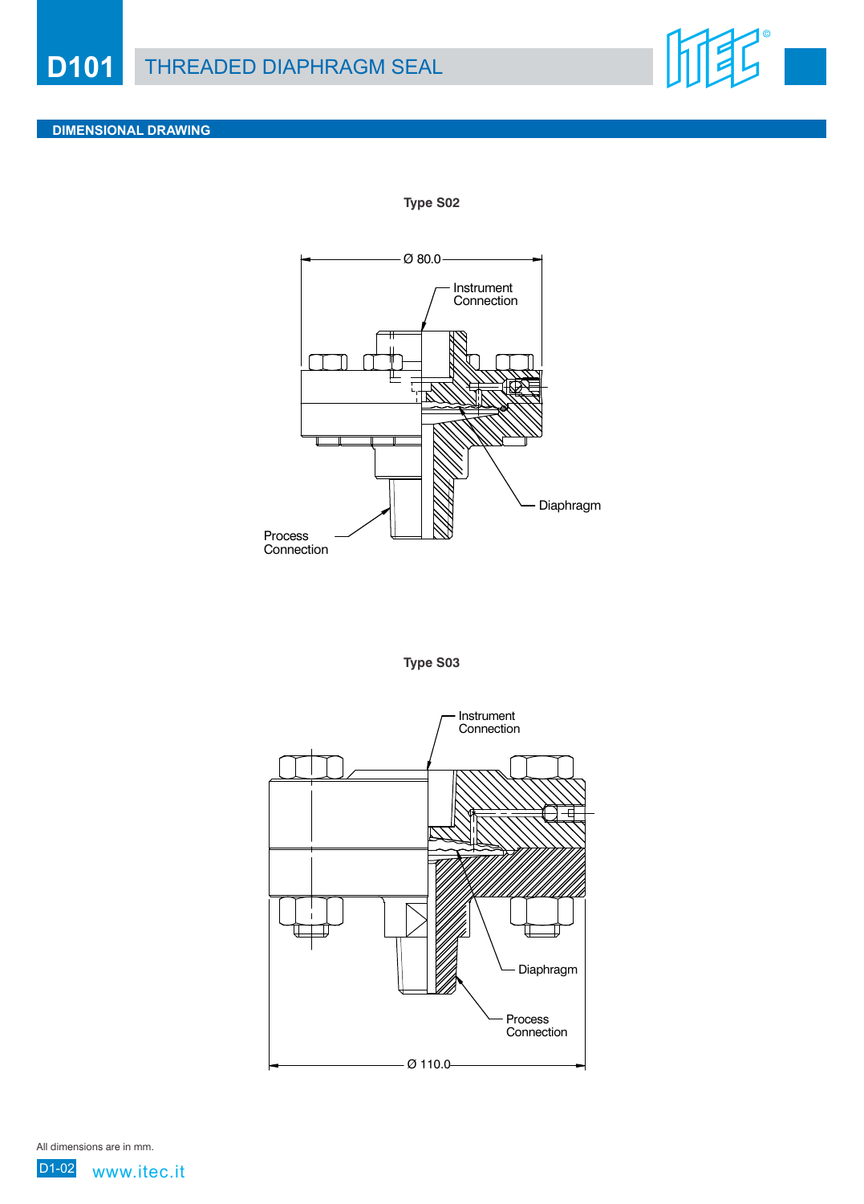# D101 THREADED DIAPHRAGM SEAL

## DIMENSIONAL DRAWING

**Type S02**

Ø 80.0

Instrument Connection

Diaphragm

Process Connection

**Type S03**

Instrument Connection

Diaphragm

Process Connection

Ø 110.0

All dimensions are in mm.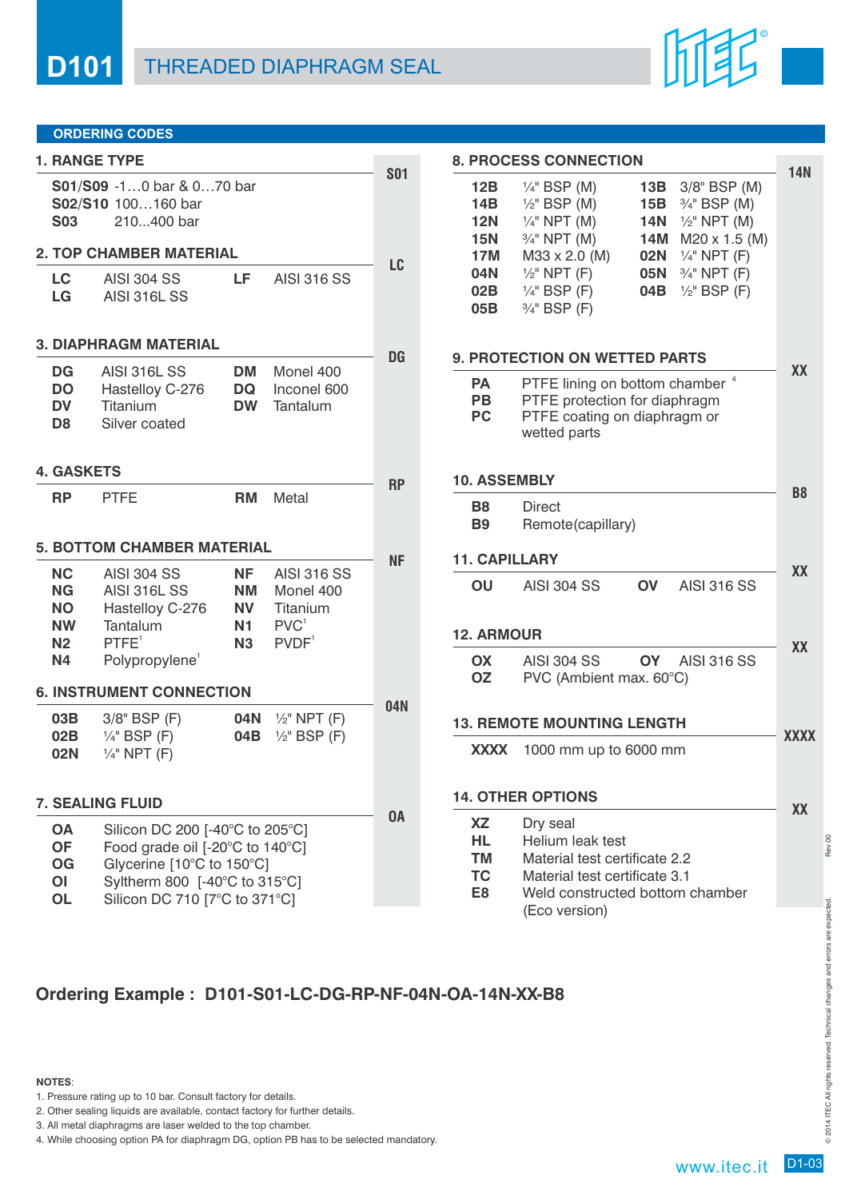# D101 THREADED DIAPHRAGM SEAL

## ORDERING CODES

### 1. RANGE TYPE — S01

| | |
|---|---|
| **S01/S09** | -1…0 bar & 0…70 bar |
| **S02/S10** | 100…160 bar |
| **S03** | 210...400 bar |

### 2. TOP CHAMBER MATERIAL — LC

| | | | |
|---|---|---|---|
| **LC** | AISI 304 SS | **LF** | AISI 316 SS |
| **LG** | AISI 316L SS | | |

### 3. DIAPHRAGM MATERIAL — DG

| | | | |
|---|---|---|---|
| **DG** | AISI 316L SS | **DM** | Monel 400 |
| **DO** | Hastelloy C-276 | **DQ** | Inconel 600 |
| **DV** | Titanium | **DW** | Tantalum |
| **D8** | Silver coated | | |

### 4. GASKETS — RP

| | | | |
|---|---|---|---|
| **RP** | PTFE | **RM** | Metal |

### 5. BOTTOM CHAMBER MATERIAL — NF

| | | | |
|---|---|---|---|
| **NC** | AISI 304 SS | **NF** | AISI 316 SS |
| **NG** | AISI 316L SS | **NM** | Monel 400 |
| **NO** | Hastelloy C-276 | **NV** | Titanium |
| **NW** | Tantalum | **N1** | PVC[1] |
| **N2** | PTFE[1] | **N3** | PVDF[1] |
| **N4** | Polypropylene[1] | | |

### 6. INSTRUMENT CONNECTION — 04N

| | | | |
|---|---|---|---|
| **03B** | 3/8" BSP (F) | **04N** | ½" NPT (F) |
| **02B** | ¼" BSP (F) | **04B** | ½" BSP (F) |
| **02N** | ¼" NPT (F) | | |

### 7. SEALING FLUID — OA

| | |
|---|---|
| **OA** | Silicon DC 200 [-40°C to 205°C] |
| **OF** | Food grade oil [-20°C to 140°C] |
| **OG** | Glycerine [10°C to 150°C] |
| **OI** | Syltherm 800 [-40°C to 315°C] |
| **OL** | Silicon DC 710 [7°C to 371°C] |

### 8. PROCESS CONNECTION — 14N

| | | | |
|---|---|---|---|
| **12B** | ¼" BSP (M) | **13B** | 3/8" BSP (M) |
| **14B** | ½" BSP (M) | **15B** | ¾" BSP (M) |
| **12N** | ¼" NPT (M) | **14N** | ½" NPT (M) |
| **15N** | ¾" NPT (M) | **14M** | M20 x 1.5 (M) |
| **17M** | M33 x 2.0 (M) | **02N** | ¼" NPT (F) |
| **04N** | ½" NPT (F) | **05N** | ¾" NPT (F) |
| **02B** | ¼" BSP (F) | **04B** | ½" BSP (F) |
| **05B** | ¾" BSP (F) | | |

### 9. PROTECTION ON WETTED PARTS — XX

| | |
|---|---|
| **PA** | PTFE lining on bottom chamber [4] |
| **PB** | PTFE protection for diaphragm |
| **PC** | PTFE coating on diaphragm or wetted parts |

### 10. ASSEMBLY — B8

| | |
|---|---|
| **B8** | Direct |
| **B9** | Remote(capillary) |

### 11. CAPILLARY — XX

| | | | |
|---|---|---|---|
| **OU** | AISI 304 SS | **OV** | AISI 316 SS |

### 12. ARMOUR — XX

| | | | |
|---|---|---|---|
| **OX** | AISI 304 SS | **OY** | AISI 316 SS |
| **OZ** | PVC (Ambient max. 60°C) | | |

### 13. REMOTE MOUNTING LENGTH — XXXX

| | |
|---|---|
| **XXXX** | 1000 mm up to 6000 mm |

### 14. OTHER OPTIONS — XX

| | |
|---|---|
| **XZ** | Dry seal |
| **HL** | Helium leak test |
| **TM** | Material test certificate 2.2 |
| **TC** | Material test certificate 3.1 |
| **E8** | Weld constructed bottom chamber (Eco version) |

**Ordering Example : D101-S01-LC-DG-RP-NF-04N-OA-14N-XX-B8**

**NOTES**:
1. Pressure rating up to 10 bar. Consult factory for details.
2. Other sealing liquids are available, contact factory for further details.
3. All metal diaphragms are laser welded to the top chamber.
4. While choosing option PA for diaphragm DG, option PB has to be selected mandatory.

© 2014 ITEC All rights reserved. Technical changes and errors are expected. Rev 00

www.itec.it